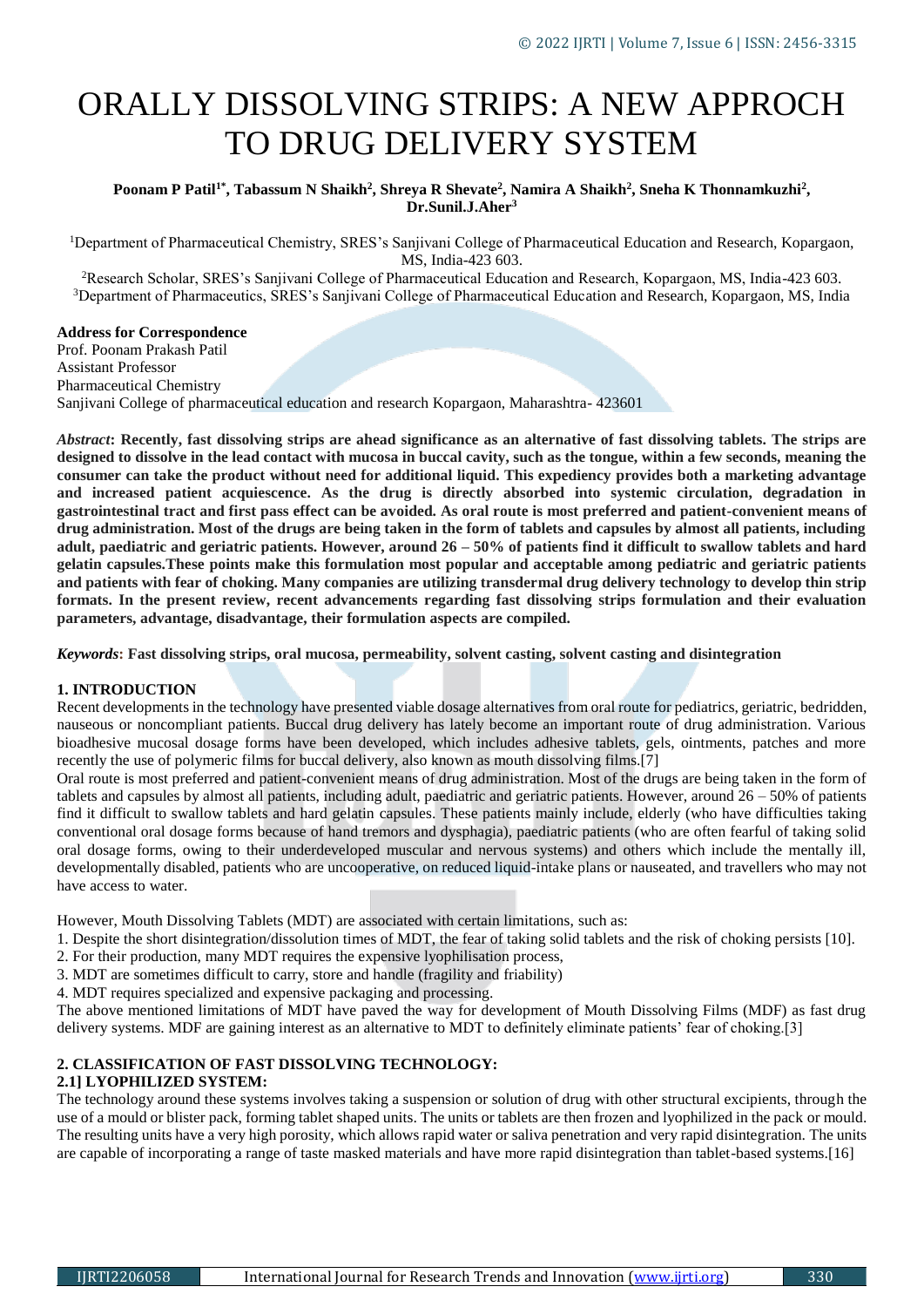# ORALLY DISSOLVING STRIPS: A NEW APPROCH TO DRUG DELIVERY SYSTEM

**Poonam P Patil[1*], Tabassum N Shaikh[2], Shreya R Shevate[2], Namira A Shaikh[2], Sneha K Thonnamkuzhi[2], Dr.Sunil.J.Aher[3]**

[1]Department of Pharmaceutical Chemistry, SRES's Sanjivani College of Pharmaceutical Education and Research, Kopargaon, MS, India-423 603.

[2]Research Scholar, SRES's Sanjivani College of Pharmaceutical Education and Research, Kopargaon, MS, India-423 603.

[3]Department of Pharmaceutics, SRES's Sanjivani College of Pharmaceutical Education and Research, Kopargaon, MS, India

**Address for Correspondence**
Prof. Poonam Prakash Patil
Assistant Professor
Pharmaceutical Chemistry
Sanjivani College of pharmaceutical education and research Kopargaon, Maharashtra- 423601

***Abstract*: Recently, fast dissolving strips are ahead significance as an alternative of fast dissolving tablets. The strips are designed to dissolve in the lead contact with mucosa in buccal cavity, such as the tongue, within a few seconds, meaning the consumer can take the product without need for additional liquid. This expediency provides both a marketing advantage and increased patient acquiescence. As the drug is directly absorbed into systemic circulation, degradation in gastrointestinal tract and first pass effect can be avoided. As oral route is most preferred and patient-convenient means of drug administration. Most of the drugs are being taken in the form of tablets and capsules by almost all patients, including adult, paediatric and geriatric patients. However, around 26 – 50% of patients find it difficult to swallow tablets and hard gelatin capsules.These points make this formulation most popular and acceptable among pediatric and geriatric patients and patients with fear of choking. Many companies are utilizing transdermal drug delivery technology to develop thin strip formats. In the present review, recent advancements regarding fast dissolving strips formulation and their evaluation parameters, advantage, disadvantage, their formulation aspects are compiled.**

***Keywords*: Fast dissolving strips, oral mucosa, permeability, solvent casting, solvent casting and disintegration**

## 1. INTRODUCTION

Recent developments in the technology have presented viable dosage alternatives from oral route for pediatrics, geriatric, bedridden, nauseous or noncompliant patients. Buccal drug delivery has lately become an important route of drug administration. Various bioadhesive mucosal dosage forms have been developed, which includes adhesive tablets, gels, ointments, patches and more recently the use of polymeric films for buccal delivery, also known as mouth dissolving films.[7]

Oral route is most preferred and patient-convenient means of drug administration. Most of the drugs are being taken in the form of tablets and capsules by almost all patients, including adult, paediatric and geriatric patients. However, around 26 – 50% of patients find it difficult to swallow tablets and hard gelatin capsules. These patients mainly include, elderly (who have difficulties taking conventional oral dosage forms because of hand tremors and dysphagia), paediatric patients (who are often fearful of taking solid oral dosage forms, owing to their underdeveloped muscular and nervous systems) and others which include the mentally ill, developmentally disabled, patients who are uncooperative, on reduced liquid-intake plans or nauseated, and travellers who may not have access to water.

However, Mouth Dissolving Tablets (MDT) are associated with certain limitations, such as:

1. Despite the short disintegration/dissolution times of MDT, the fear of taking solid tablets and the risk of choking persists [10].
2. For their production, many MDT requires the expensive lyophilisation process,
3. MDT are sometimes difficult to carry, store and handle (fragility and friability)
4. MDT requires specialized and expensive packaging and processing.

The above mentioned limitations of MDT have paved the way for development of Mouth Dissolving Films (MDF) as fast drug delivery systems. MDF are gaining interest as an alternative to MDT to definitely eliminate patients' fear of choking.[3]

## 2. CLASSIFICATION OF FAST DISSOLVING TECHNOLOGY:

### 2.1] LYOPHILIZED SYSTEM:

The technology around these systems involves taking a suspension or solution of drug with other structural excipients, through the use of a mould or blister pack, forming tablet shaped units. The units or tablets are then frozen and lyophilized in the pack or mould. The resulting units have a very high porosity, which allows rapid water or saliva penetration and very rapid disintegration. The units are capable of incorporating a range of taste masked materials and have more rapid disintegration than tablet-based systems.[16]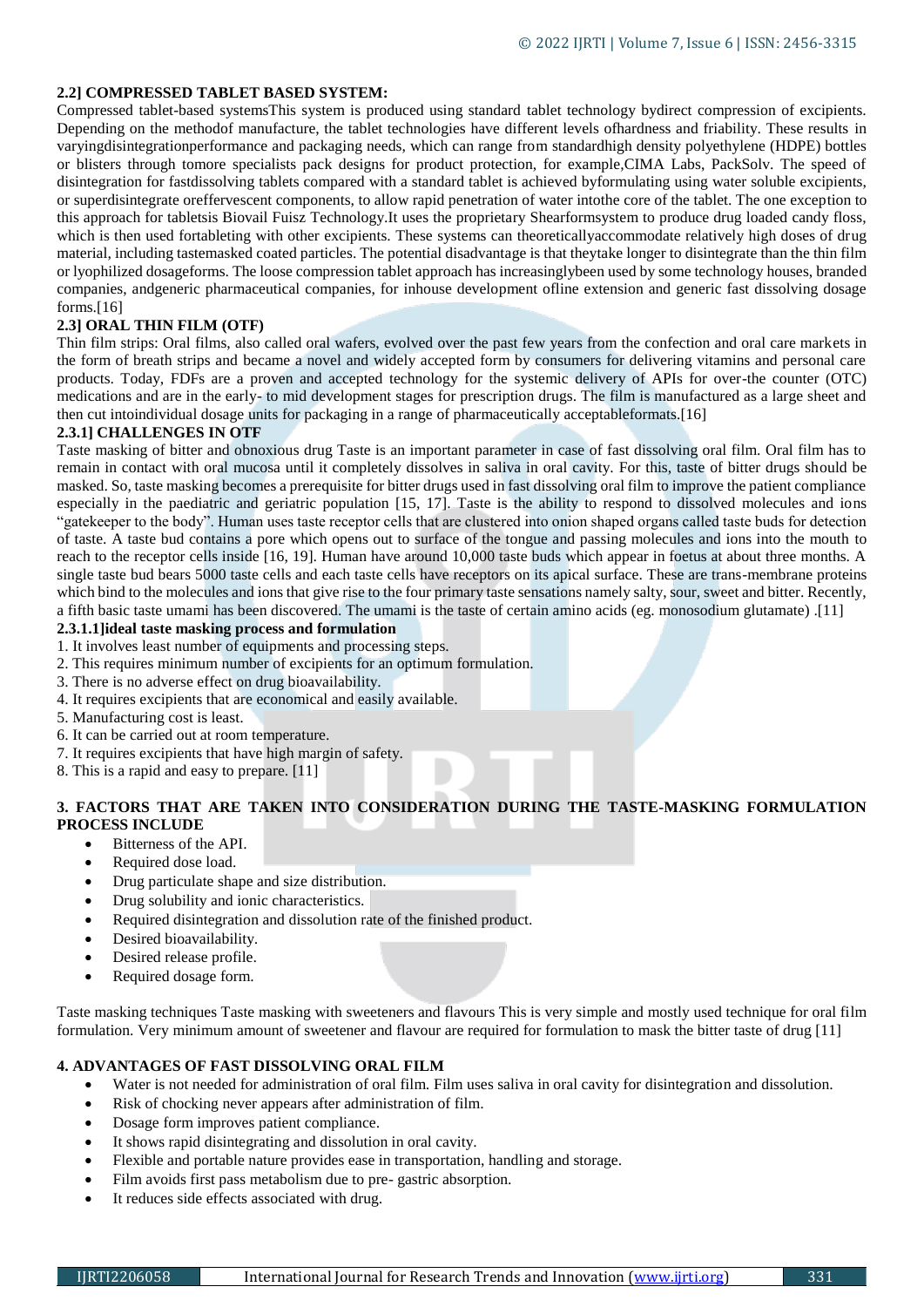### 2.2] COMPRESSED TABLET BASED SYSTEM:

Compressed tablet-based systemsThis system is produced using standard tablet technology bydirect compression of excipients. Depending on the methodof manufacture, the tablet technologies have different levels ofhardness and friability. These results in varyingdisintegrationperformance and packaging needs, which can range from standardhigh density polyethylene (HDPE) bottles or blisters through tomore specialists pack designs for product protection, for example,CIMA Labs, PackSolv. The speed of disintegration for fastdissolving tablets compared with a standard tablet is achieved byformulating using water soluble excipients, or superdisintegrate oreffervescent components, to allow rapid penetration of water intothe core of the tablet. The one exception to this approach for tabletsis Biovail Fuisz Technology.It uses the proprietary Shearformsystem to produce drug loaded candy floss, which is then used fortableting with other excipients. These systems can theoreticallyaccommodate relatively high doses of drug material, including tastemasked coated particles. The potential disadvantage is that theytake longer to disintegrate than the thin film or lyophilized dosageforms. The loose compression tablet approach has increasinglybeen used by some technology houses, branded companies, andgeneric pharmaceutical companies, for inhouse development ofline extension and generic fast dissolving dosage forms.[16]

### 2.3] ORAL THIN FILM (OTF)

Thin film strips: Oral films, also called oral wafers, evolved over the past few years from the confection and oral care markets in the form of breath strips and became a novel and widely accepted form by consumers for delivering vitamins and personal care products. Today, FDFs are a proven and accepted technology for the systemic delivery of APIs for over-the counter (OTC) medications and are in the early- to mid development stages for prescription drugs. The film is manufactured as a large sheet and then cut intoindividual dosage units for packaging in a range of pharmaceutically acceptableformats.[16]

#### 2.3.1] CHALLENGES IN OTF

Taste masking of bitter and obnoxious drug Taste is an important parameter in case of fast dissolving oral film. Oral film has to remain in contact with oral mucosa until it completely dissolves in saliva in oral cavity. For this, taste of bitter drugs should be masked. So, taste masking becomes a prerequisite for bitter drugs used in fast dissolving oral film to improve the patient compliance especially in the paediatric and geriatric population [15, 17]. Taste is the ability to respond to dissolved molecules and ions "gatekeeper to the body". Human uses taste receptor cells that are clustered into onion shaped organs called taste buds for detection of taste. A taste bud contains a pore which opens out to surface of the tongue and passing molecules and ions into the mouth to reach to the receptor cells inside [16, 19]. Human have around 10,000 taste buds which appear in foetus at about three months. A single taste bud bears 5000 taste cells and each taste cells have receptors on its apical surface. These are trans-membrane proteins which bind to the molecules and ions that give rise to the four primary taste sensations namely salty, sour, sweet and bitter. Recently, a fifth basic taste umami has been discovered. The umami is the taste of certain amino acids (eg. monosodium glutamate) .[11]

##### 2.3.1.1]ideal taste masking process and formulation

1. It involves least number of equipments and processing steps.
2. This requires minimum number of excipients for an optimum formulation.
3. There is no adverse effect on drug bioavailability.
4. It requires excipients that are economical and easily available.
5. Manufacturing cost is least.
6. It can be carried out at room temperature.
7. It requires excipients that have high margin of safety.
8. This is a rapid and easy to prepare. [11]

## 3. FACTORS THAT ARE TAKEN INTO CONSIDERATION DURING THE TASTE-MASKING FORMULATION PROCESS INCLUDE

- Bitterness of the API.
- Required dose load.
- Drug particulate shape and size distribution.
- Drug solubility and ionic characteristics.
- Required disintegration and dissolution rate of the finished product.
- Desired bioavailability.
- Desired release profile.
- Required dosage form.

Taste masking techniques Taste masking with sweeteners and flavours This is very simple and mostly used technique for oral film formulation. Very minimum amount of sweetener and flavour are required for formulation to mask the bitter taste of drug [11]

## 4. ADVANTAGES OF FAST DISSOLVING ORAL FILM

- Water is not needed for administration of oral film. Film uses saliva in oral cavity for disintegration and dissolution.
- Risk of chocking never appears after administration of film.
- Dosage form improves patient compliance.
- It shows rapid disintegrating and dissolution in oral cavity.
- Flexible and portable nature provides ease in transportation, handling and storage.
- Film avoids first pass metabolism due to pre- gastric absorption.
- It reduces side effects associated with drug.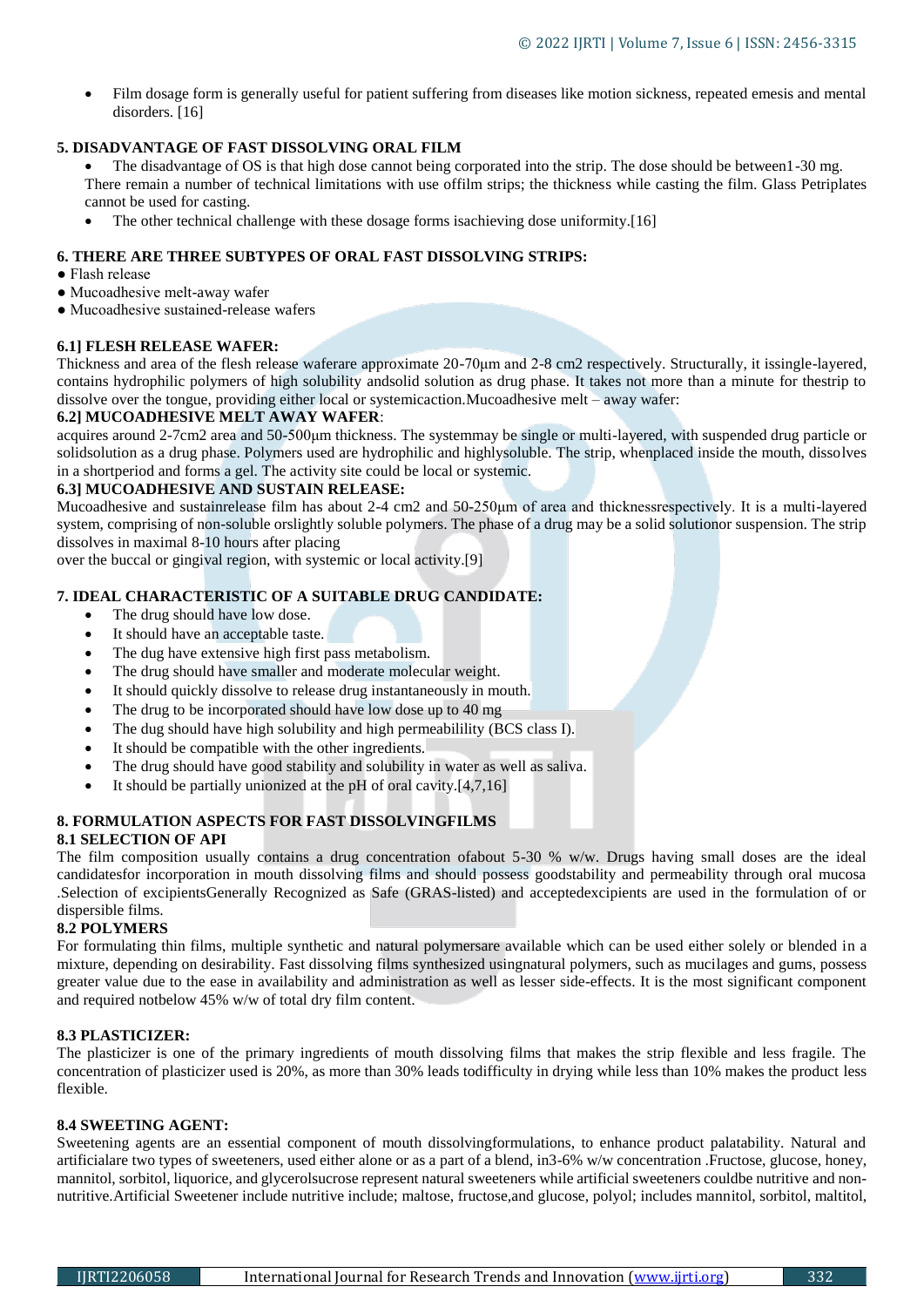- Film dosage form is generally useful for patient suffering from diseases like motion sickness, repeated emesis and mental disorders. [16]

### 5. DISADVANTAGE OF FAST DISSOLVING ORAL FILM

- The disadvantage of OS is that high dose cannot being corporated into the strip. The dose should be between1-30 mg.

There remain a number of technical limitations with use offilm strips; the thickness while casting the film. Glass Petriplates cannot be used for casting.

- The other technical challenge with these dosage forms isachieving dose uniformity.[16]

### 6. THERE ARE THREE SUBTYPES OF ORAL FAST DISSOLVING STRIPS:

- Flash release
- Mucoadhesive melt-away wafer
- Mucoadhesive sustained-release wafers

#### 6.1] FLESH RELEASE WAFER:

Thickness and area of the flesh release waferare approximate 20-70μm and 2-8 cm2 respectively. Structurally, it issingle-layered, contains hydrophilic polymers of high solubility andsolid solution as drug phase. It takes not more than a minute for thestrip to dissolve over the tongue, providing either local or systemicaction.Mucoadhesive melt – away wafer:

#### 6.2] MUCOADHESIVE MELT AWAY WAFER:

acquires around 2-7cm2 area and 50-500μm thickness. The systemmay be single or multi-layered, with suspended drug particle or solidsolution as a drug phase. Polymers used are hydrophilic and highlysoluble. The strip, whenplaced inside the mouth, dissolves in a shortperiod and forms a gel. The activity site could be local or systemic.

#### 6.3] MUCOADHESIVE AND SUSTAIN RELEASE:

Mucoadhesive and sustainrelease film has about 2-4 cm2 and 50-250μm of area and thicknessrespectively. It is a multi-layered system, comprising of non-soluble orslightly soluble polymers. The phase of a drug may be a solid solutionor suspension. The strip dissolves in maximal 8-10 hours after placing

over the buccal or gingival region, with systemic or local activity.[9]

### 7. IDEAL CHARACTERISTIC OF A SUITABLE DRUG CANDIDATE:

- The drug should have low dose.
- It should have an acceptable taste.
- The dug have extensive high first pass metabolism.
- The drug should have smaller and moderate molecular weight.
- It should quickly dissolve to release drug instantaneously in mouth.
- The drug to be incorporated should have low dose up to 40 mg
- The dug should have high solubility and high permeabilility (BCS class I).
- It should be compatible with the other ingredients.
- The drug should have good stability and solubility in water as well as saliva.
- It should be partially unionized at the pH of oral cavity.[4,7,16]

### 8. FORMULATION ASPECTS FOR FAST DISSOLVINGFILMS

#### 8.1 SELECTION OF API

The film composition usually contains a drug concentration ofabout 5-30 % w/w. Drugs having small doses are the ideal candidatesfor incorporation in mouth dissolving films and should possess goodstability and permeability through oral mucosa .Selection of excipientsGenerally Recognized as Safe (GRAS-listed) and acceptedexcipients are used in the formulation of or dispersible films.

#### 8.2 POLYMERS

For formulating thin films, multiple synthetic and natural polymersare available which can be used either solely or blended in a mixture, depending on desirability. Fast dissolving films synthesized usingnatural polymers, such as mucilages and gums, possess greater value due to the ease in availability and administration as well as lesser side-effects. It is the most significant component and required notbelow 45% w/w of total dry film content.

#### 8.3 PLASTICIZER:

The plasticizer is one of the primary ingredients of mouth dissolving films that makes the strip flexible and less fragile. The concentration of plasticizer used is 20%, as more than 30% leads todifficulty in drying while less than 10% makes the product less flexible.

#### 8.4 SWEETING AGENT:

Sweetening agents are an essential component of mouth dissolvingformulations, to enhance product palatability. Natural and artificialare two types of sweeteners, used either alone or as a part of a blend, in3-6% w/w concentration .Fructose, glucose, honey, mannitol, sorbitol, liquorice, and glycerolsucrose represent natural sweeteners while artificial sweeteners couldbe nutritive and non-nutritive.Artificial Sweetener include nutritive include; maltose, fructose,and glucose, polyol; includes mannitol, sorbitol, maltitol,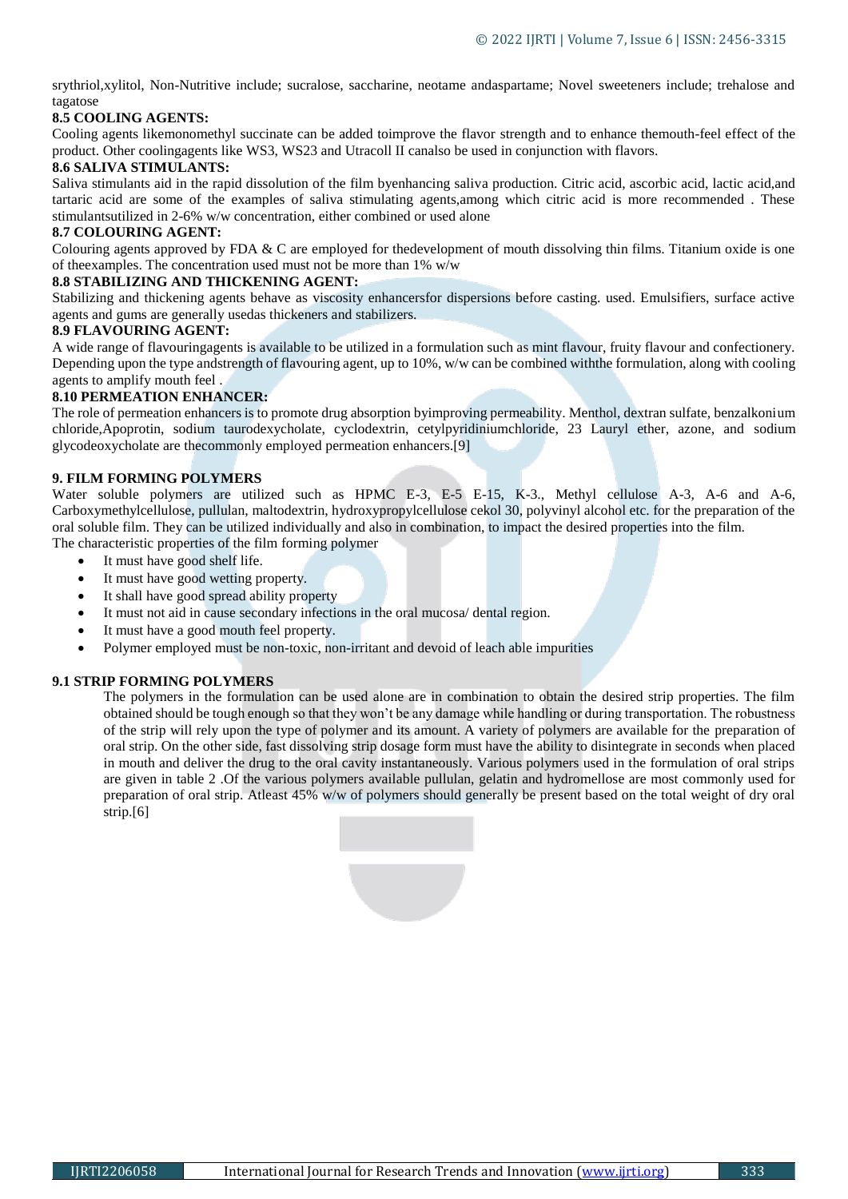srythriol,xylitol, Non-Nutritive include; sucralose, saccharine, neotame andaspartame; Novel sweeteners include; trehalose and tagatose

### 8.5 COOLING AGENTS:

Cooling agents likemonomethyl succinate can be added toimprove the flavor strength and to enhance themouth-feel effect of the product. Other coolingagents like WS3, WS23 and Utracoll II canalso be used in conjunction with flavors.

### 8.6 SALIVA STIMULANTS:

Saliva stimulants aid in the rapid dissolution of the film byenhancing saliva production. Citric acid, ascorbic acid, lactic acid,and tartaric acid are some of the examples of saliva stimulating agents,among which citric acid is more recommended . These stimulantsutilized in 2-6% w/w concentration, either combined or used alone

### 8.7 COLOURING AGENT:

Colouring agents approved by FDA & C are employed for thedevelopment of mouth dissolving thin films. Titanium oxide is one of theexamples. The concentration used must not be more than 1% w/w

### 8.8 STABILIZING AND THICKENING AGENT:

Stabilizing and thickening agents behave as viscosity enhancersfor dispersions before casting. used. Emulsifiers, surface active agents and gums are generally usedas thickeners and stabilizers.

### 8.9 FLAVOURING AGENT:

A wide range of flavouringagents is available to be utilized in a formulation such as mint flavour, fruity flavour and confectionery. Depending upon the type andstrength of flavouring agent, up to 10%, w/w can be combined withthe formulation, along with cooling agents to amplify mouth feel .

### 8.10 PERMEATION ENHANCER:

The role of permeation enhancers is to promote drug absorption byimproving permeability. Menthol, dextran sulfate, benzalkonium chloride,Apoprotin, sodium taurodexycholate, cyclodextrin, cetylpyridiniumchloride, 23 Lauryl ether, azone, and sodium glycodeoxycholate are thecommonly employed permeation enhancers.[9]

## 9. FILM FORMING POLYMERS

Water soluble polymers are utilized such as HPMC E-3, E-5 E-15, K-3., Methyl cellulose A-3, A-6 and A-6, Carboxymethylcellulose, pullulan, maltodextrin, hydroxypropylcellulose cekol 30, polyvinyl alcohol etc. for the preparation of the oral soluble film. They can be utilized individually and also in combination, to impact the desired properties into the film.

The characteristic properties of the film forming polymer

- It must have good shelf life.
- It must have good wetting property.
- It shall have good spread ability property
- It must not aid in cause secondary infections in the oral mucosa/ dental region.
- It must have a good mouth feel property.
- Polymer employed must be non-toxic, non-irritant and devoid of leach able impurities

### 9.1 STRIP FORMING POLYMERS

The polymers in the formulation can be used alone are in combination to obtain the desired strip properties. The film obtained should be tough enough so that they won't be any damage while handling or during transportation. The robustness of the strip will rely upon the type of polymer and its amount. A variety of polymers are available for the preparation of oral strip. On the other side, fast dissolving strip dosage form must have the ability to disintegrate in seconds when placed in mouth and deliver the drug to the oral cavity instantaneously. Various polymers used in the formulation of oral strips are given in table 2 .Of the various polymers available pullulan, gelatin and hydromellose are most commonly used for preparation of oral strip. Atleast 45% w/w of polymers should generally be present based on the total weight of dry oral strip.[6]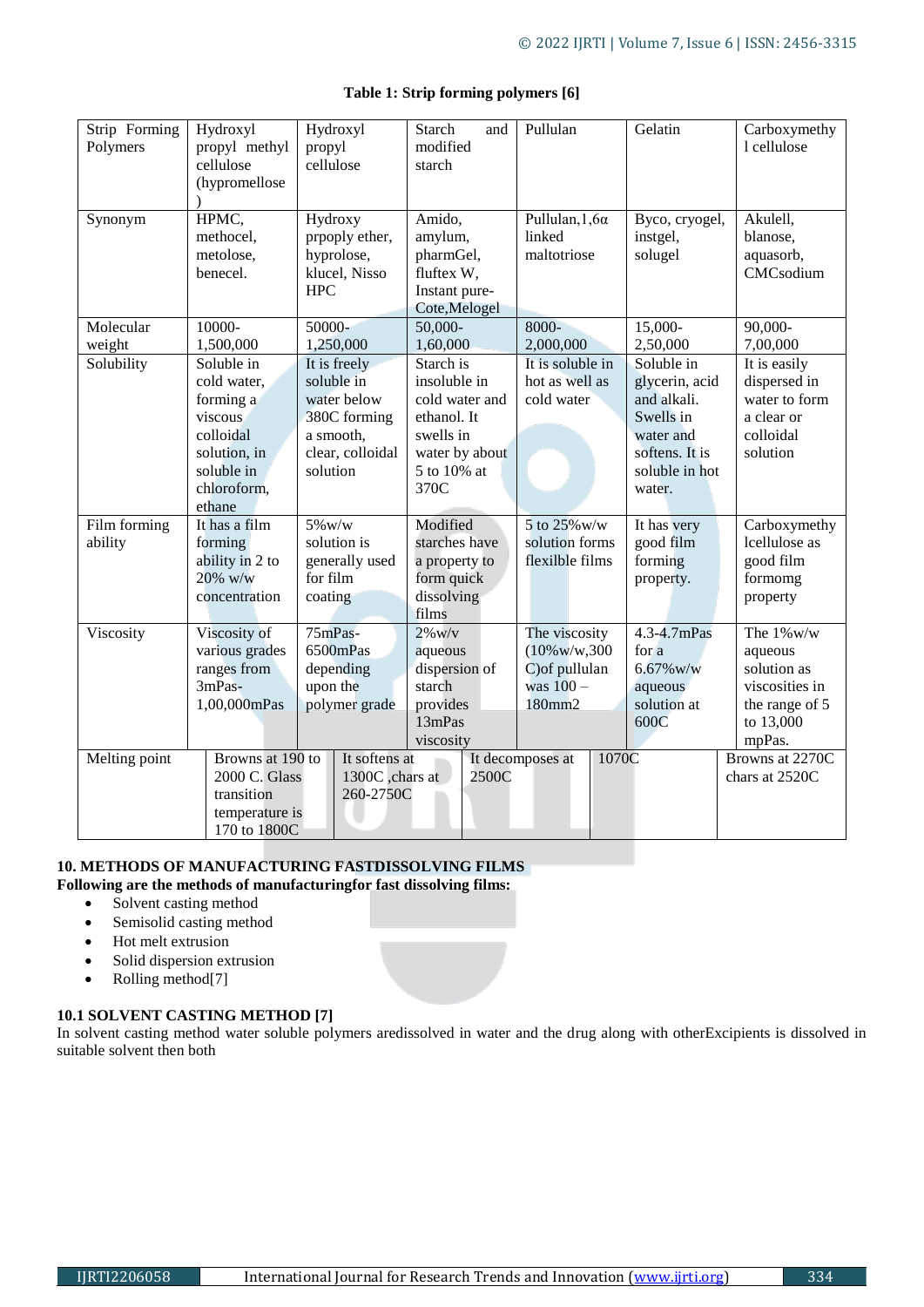**Table 1: Strip forming polymers [6]**

| Strip Forming Polymers | Hydroxyl propyl methyl cellulose (hypromellose) | Hydroxyl propyl cellulose | Starch and modified starch | Pullulan | Gelatin | Carboxymethyl cellulose |
|---|---|---|---|---|---|---|
| Synonym | HPMC, methocel, metolose, benecel. | Hydroxy prpoply ether, hyprolose, klucel, Nisso HPC | Amido, amylum, pharmGel, fluftex W, Instant pure-Cote,Melogel | Pullulan,1,6α linked maltotriose | Byco, cryogel, instgel, solugel | Akulell, blanose, aquasorb, CMCsodium |
| Molecular weight | 10000-1,500,000 | 50000-1,250,000 | 50,000-1,60,000 | 8000-2,000,000 | 15,000-2,50,000 | 90,000-7,00,000 |
| Solubility | Soluble in cold water, forming a viscous colloidal solution, in soluble in chloroform, ethane | It is freely soluble in water below 380C forming a smooth, clear, colloidal solution | Starch is insoluble in cold water and ethanol. It swells in water by about 5 to 10% at 370C | It is soluble in hot as well as cold water | Soluble in glycerin, acid and alkali. Swells in water and softens. It is soluble in hot water. | It is easily dispersed in water to form a clear or colloidal solution |
| Film forming ability | It has a film forming ability in 2 to 20% w/w concentration | 5%w/w solution is generally used for film coating | Modified starches have a property to form quick dissolving films | 5 to 25%w/w solution forms flexilble films | It has very good film forming property. | Carboxymethy lcellulose as good film formomg property |
| Viscosity | Viscosity of various grades ranges from 3mPas-1,00,000mPas | 75mPas-6500mPas depending upon the polymer grade | 2%w/v aqueous dispersion of starch provides 13mPas viscosity | The viscosity (10%w/w,300 C)of pullulan was 100 – 180mm2 | 4.3-4.7mPas for a 6.67%w/w aqueous solution at 600C | The 1%w/w aqueous solution as viscosities in the range of 5 to 13,000 mpPas. |
| Melting point | Browns at 190 to 2000 C. Glass transition temperature is 170 to 1800C | It softens at 1300C ,chars at 260-2750C | It decomposes at 2500C | 1070C | | Browns at 2270C chars at 2520C |

**10. METHODS OF MANUFACTURING FASTDISSOLVING FILMS**

**Following are the methods of manufacturingfor fast dissolving films:**

- Solvent casting method
- Semisolid casting method
- Hot melt extrusion
- Solid dispersion extrusion
- Rolling method[7]

**10.1 SOLVENT CASTING METHOD [7]**

In solvent casting method water soluble polymers aredissolved in water and the drug along with otherExcipients is dissolved in suitable solvent then both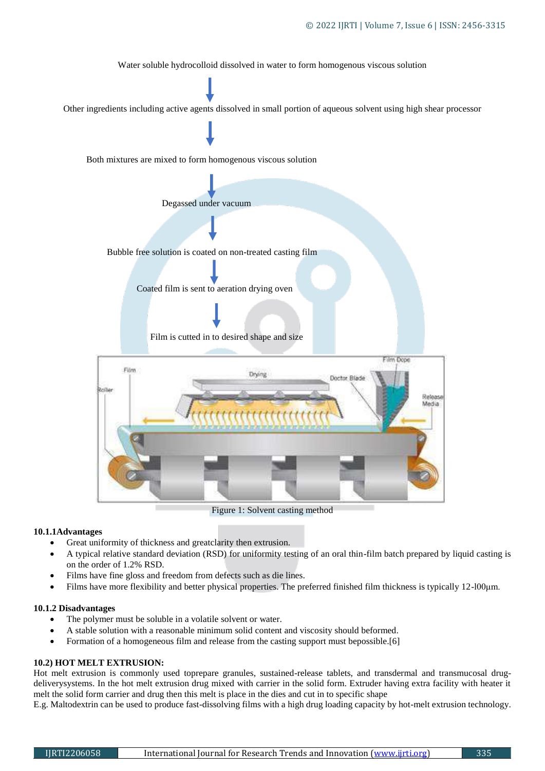Water soluble hydrocolloid dissolved in water to form homogenous viscous solution

↓

Other ingredients including active agents dissolved in small portion of aqueous solvent using high shear processor

↓

Both mixtures are mixed to form homogenous viscous solution

↓

Degassed under vacuum

↓

Bubble free solution is coated on non-treated casting film

↓

Coated film is sent to aeration drying oven

↓

Film is cutted in to desired shape and size

Figure 1: Solvent casting method

#### 10.1.1Advantages

- Great uniformity of thickness and greatclarity then extrusion.
- A typical relative standard deviation (RSD) for uniformity testing of an oral thin-film batch prepared by liquid casting is on the order of 1.2% RSD.
- Films have fine gloss and freedom from defects such as die lines.
- Films have more flexibility and better physical properties. The preferred finished film thickness is typically 12-l00µm.

#### 10.1.2 Disadvantages

- The polymer must be soluble in a volatile solvent or water.
- A stable solution with a reasonable minimum solid content and viscosity should beformed.
- Formation of a homogeneous film and release from the casting support must bepossible.[6]

### 10.2) HOT MELT EXTRUSION:

Hot melt extrusion is commonly used toprepare granules, sustained-release tablets, and transdermal and transmucosal drug-deliverysystems. In the hot melt extrusion drug mixed with carrier in the solid form. Extruder having extra facility with heater it melt the solid form carrier and drug then this melt is place in the dies and cut in to specific shape

E.g. Maltodextrin can be used to produce fast-dissolving films with a high drug loading capacity by hot-melt extrusion technology.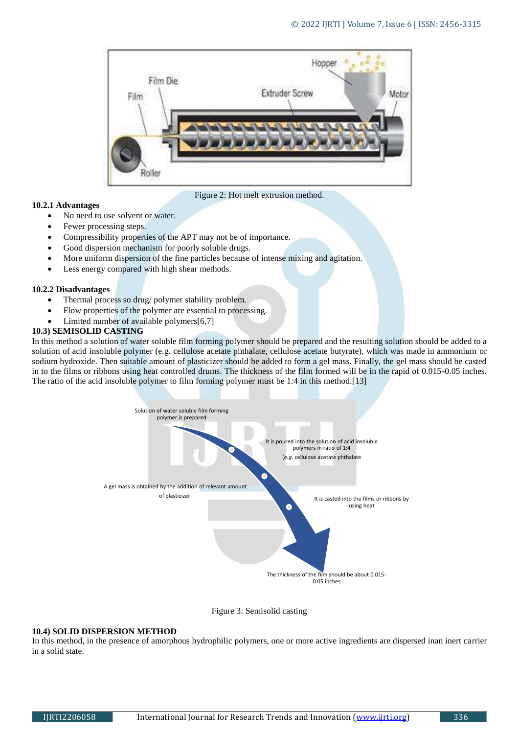Figure 2: Hot melt extrusion method.

### 10.2.1 Advantages

- No need to use solvent or water.
- Fewer processing steps.
- Compressibility properties of the APT may not be of importance.
- Good dispersion mechanism for poorly soluble drugs.
- More uniform dispersion of the fine particles because of intense mixing and agitation.
- Less energy compared with high shear methods.

### 10.2.2 Disadvantages

- Thermal process so drug/ polymer stability problem.
- Flow properties of the polymer are essential to processing.
- Limited number of available polymers[6,7]

## 10.3) SEMISOLID CASTING

In this method a solution of water soluble film forming polymer should be prepared and the resulting solution should be added to a solution of acid insoluble polymer (e.g. cellulose acetate phthalate, cellulose acetate butyrate), which was made in ammonium or sodium hydroxide. Then suitable amount of plasticizer should be added to form a gel mass. Finally, the gel mass should be casted in to the films or ribbons using heat controlled drums. The thickness of the film formed will be in the rapid of 0.015-0.05 inches. The ratio of the acid insoluble polymer to film forming polymer must be 1:4 in this method.[13]

Figure 3: Semisolid casting

## 10.4) SOLID DISPERSION METHOD

In this method, in the presence of amorphous hydrophilic polymers, one or more active ingredients are dispersed inan inert carrier in a solid state.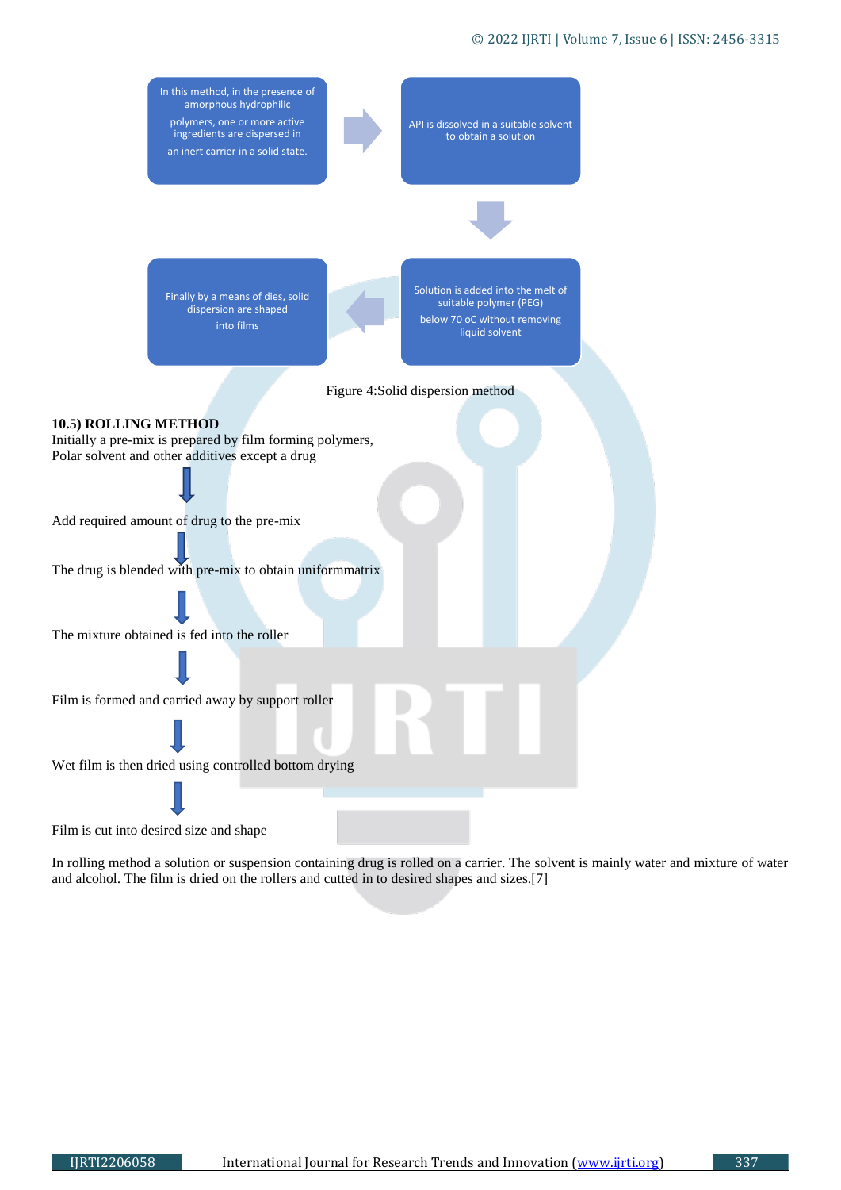In this method, in the presence of amorphous hydrophilic polymers, one or more active ingredients are dispersed in an inert carrier in a solid state.

→ API is dissolved in a suitable solvent to obtain a solution

↓

Solution is added into the melt of suitable polymer (PEG) below 70 oC without removing liquid solvent

← Finally by a means of dies, solid dispersion are shaped into films

Figure 4:Solid dispersion method

**10.5) ROLLING METHOD**

Initially a pre-mix is prepared by film forming polymers, Polar solvent and other additives except a drug

↓

Add required amount of drug to the pre-mix

↓

The drug is blended with pre-mix to obtain uniformmatrix

↓

The mixture obtained is fed into the roller

↓

Film is formed and carried away by support roller

↓

Wet film is then dried using controlled bottom drying

↓

Film is cut into desired size and shape

In rolling method a solution or suspension containing drug is rolled on a carrier. The solvent is mainly water and mixture of water and alcohol. The film is dried on the rollers and cutted in to desired shapes and sizes.[7]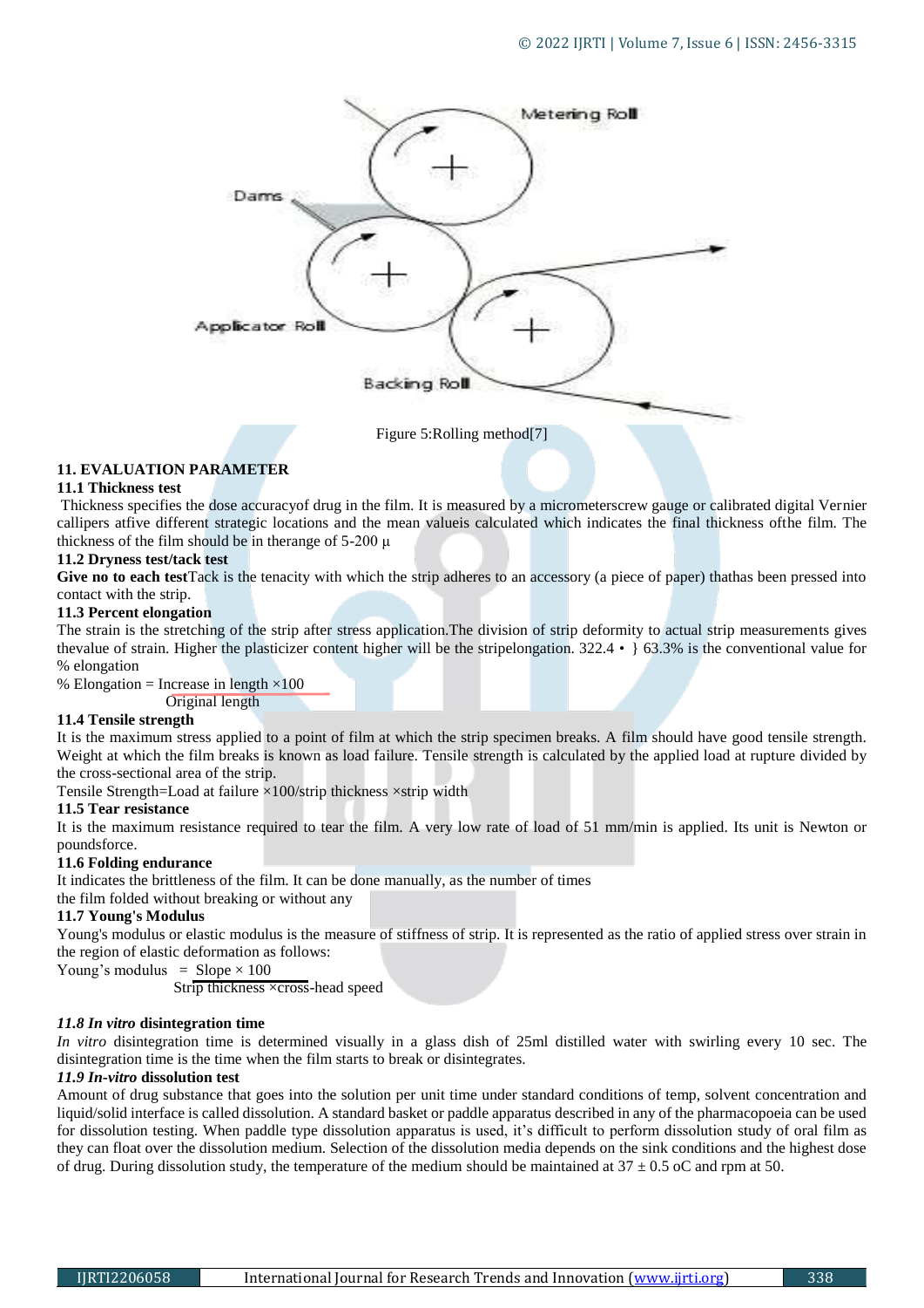Figure 5:Rolling method[7]

## 11. EVALUATION PARAMETER

### 11.1 Thickness test

Thickness specifies the dose accuracyof drug in the film. It is measured by a micrometerscrew gauge or calibrated digital Vernier callipers atfive different strategic locations and the mean valueis calculated which indicates the final thickness ofthe film. The thickness of the film should be in therange of 5-200 µ

### 11.2 Dryness test/tack test

**Give no to each test**Tack is the tenacity with which the strip adheres to an accessory (a piece of paper) thathas been pressed into contact with the strip.

### 11.3 Percent elongation

The strain is the stretching of the strip after stress application.The division of strip deformity to actual strip measurements gives thevalue of strain. Higher the plasticizer content higher will be the stripelongation. 322.4 • } 63.3% is the conventional value for % elongation

$$\% \text{ Elongation} = \frac{\text{Increase in length} \times 100}{\text{Original length}}$$

### 11.4 Tensile strength

It is the maximum stress applied to a point of film at which the strip specimen breaks. A film should have good tensile strength. Weight at which the film breaks is known as load failure. Tensile strength is calculated by the applied load at rupture divided by the cross-sectional area of the strip.

Tensile Strength=Load at failure ×100/strip thickness ×strip width

### 11.5 Tear resistance

It is the maximum resistance required to tear the film. A very low rate of load of 51 mm/min is applied. Its unit is Newton or poundsforce.

### 11.6 Folding endurance

It indicates the brittleness of the film. It can be done manually, as the number of times the film folded without breaking or without any

### 11.7 Young's Modulus

Young's modulus or elastic modulus is the measure of stiffness of strip. It is represented as the ratio of applied stress over strain in the region of elastic deformation as follows:

$$\text{Young's modulus} = \frac{\text{Slope} \times 100}{\text{Strip thickness} \times \text{cross-head speed}}$$

### *11.8 In vitro* disintegration time

*In vitro* disintegration time is determined visually in a glass dish of 25ml distilled water with swirling every 10 sec. The disintegration time is the time when the film starts to break or disintegrates.

### *11.9 In-vitro* dissolution test

Amount of drug substance that goes into the solution per unit time under standard conditions of temp, solvent concentration and liquid/solid interface is called dissolution. A standard basket or paddle apparatus described in any of the pharmacopoeia can be used for dissolution testing. When paddle type dissolution apparatus is used, it's difficult to perform dissolution study of oral film as they can float over the dissolution medium. Selection of the dissolution media depends on the sink conditions and the highest dose of drug. During dissolution study, the temperature of the medium should be maintained at 37 ± 0.5 oC and rpm at 50.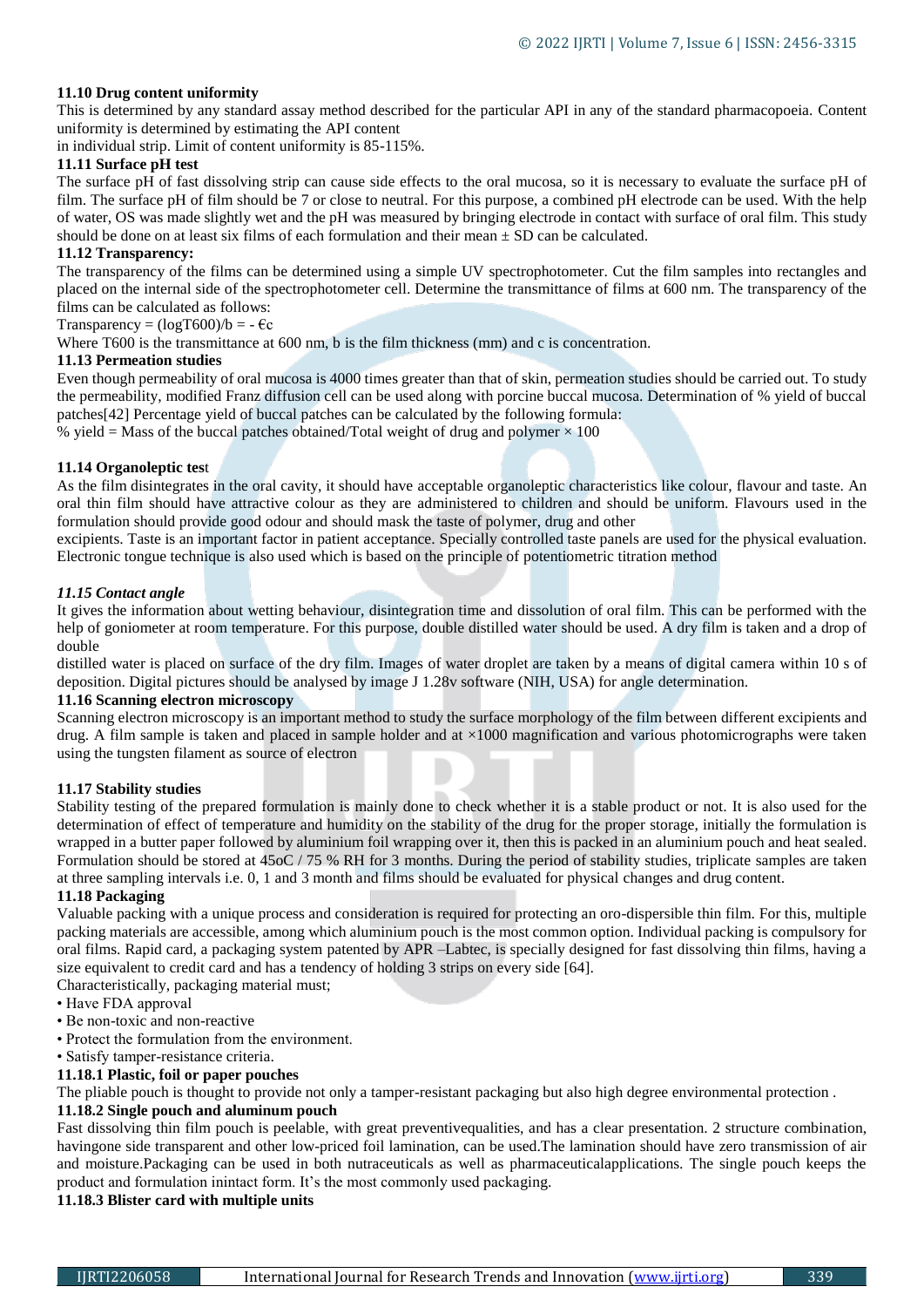### 11.10 Drug content uniformity

This is determined by any standard assay method described for the particular API in any of the standard pharmacopoeia. Content uniformity is determined by estimating the API content
in individual strip. Limit of content uniformity is 85-115%.

### 11.11 Surface pH test

The surface pH of fast dissolving strip can cause side effects to the oral mucosa, so it is necessary to evaluate the surface pH of film. The surface pH of film should be 7 or close to neutral. For this purpose, a combined pH electrode can be used. With the help of water, OS was made slightly wet and the pH was measured by bringing electrode in contact with surface of oral film. This study should be done on at least six films of each formulation and their mean ± SD can be calculated.

### 11.12 Transparency:

The transparency of the films can be determined using a simple UV spectrophotometer. Cut the film samples into rectangles and placed on the internal side of the spectrophotometer cell. Determine the transmittance of films at 600 nm. The transparency of the films can be calculated as follows:

Transparency = $(\log T600)/b = -\text{€}c$

Where T600 is the transmittance at 600 nm, b is the film thickness (mm) and c is concentration.

### 11.13 Permeation studies

Even though permeability of oral mucosa is 4000 times greater than that of skin, permeation studies should be carried out. To study the permeability, modified Franz diffusion cell can be used along with porcine buccal mucosa. Determination of % yield of buccal patches[42] Percentage yield of buccal patches can be calculated by the following formula:

% yield = Mass of the buccal patches obtained/Total weight of drug and polymer × 100

### 11.14 Organoleptic test

As the film disintegrates in the oral cavity, it should have acceptable organoleptic characteristics like colour, flavour and taste. An oral thin film should have attractive colour as they are administered to children and should be uniform. Flavours used in the formulation should provide good odour and should mask the taste of polymer, drug and other
excipients. Taste is an important factor in patient acceptance. Specially controlled taste panels are used for the physical evaluation. Electronic tongue technique is also used which is based on the principle of potentiometric titration method

### *11.15 Contact angle*

It gives the information about wetting behaviour, disintegration time and dissolution of oral film. This can be performed with the help of goniometer at room temperature. For this purpose, double distilled water should be used. A dry film is taken and a drop of double
distilled water is placed on surface of the dry film. Images of water droplet are taken by a means of digital camera within 10 s of deposition. Digital pictures should be analysed by image J 1.28v software (NIH, USA) for angle determination.

### 11.16 Scanning electron microscopy

Scanning electron microscopy is an important method to study the surface morphology of the film between different excipients and drug. A film sample is taken and placed in sample holder and at ×1000 magnification and various photomicrographs were taken using the tungsten filament as source of electron

### 11.17 Stability studies

Stability testing of the prepared formulation is mainly done to check whether it is a stable product or not. It is also used for the determination of effect of temperature and humidity on the stability of the drug for the proper storage, initially the formulation is wrapped in a butter paper followed by aluminium foil wrapping over it, then this is packed in an aluminium pouch and heat sealed. Formulation should be stored at 45oC / 75 % RH for 3 months. During the period of stability studies, triplicate samples are taken at three sampling intervals i.e. 0, 1 and 3 month and films should be evaluated for physical changes and drug content.

### 11.18 Packaging

Valuable packing with a unique process and consideration is required for protecting an oro-dispersible thin film. For this, multiple packing materials are accessible, among which aluminium pouch is the most common option. Individual packing is compulsory for oral films. Rapid card, a packaging system patented by APR –Labtec, is specially designed for fast dissolving thin films, having a size equivalent to credit card and has a tendency of holding 3 strips on every side [64].

Characteristically, packaging material must;

- Have FDA approval
- Be non-toxic and non-reactive
- Protect the formulation from the environment.
- Satisfy tamper-resistance criteria.

#### 11.18.1 Plastic, foil or paper pouches

The pliable pouch is thought to provide not only a tamper-resistant packaging but also high degree environmental protection .

#### 11.18.2 Single pouch and aluminum pouch

Fast dissolving thin film pouch is peelable, with great preventivequalities, and has a clear presentation. 2 structure combination, havingone side transparent and other low-priced foil lamination, can be used.The lamination should have zero transmission of air and moisture.Packaging can be used in both nutraceuticals as well as pharmaceuticalapplications. The single pouch keeps the product and formulation inintact form. It's the most commonly used packaging.

#### 11.18.3 Blister card with multiple units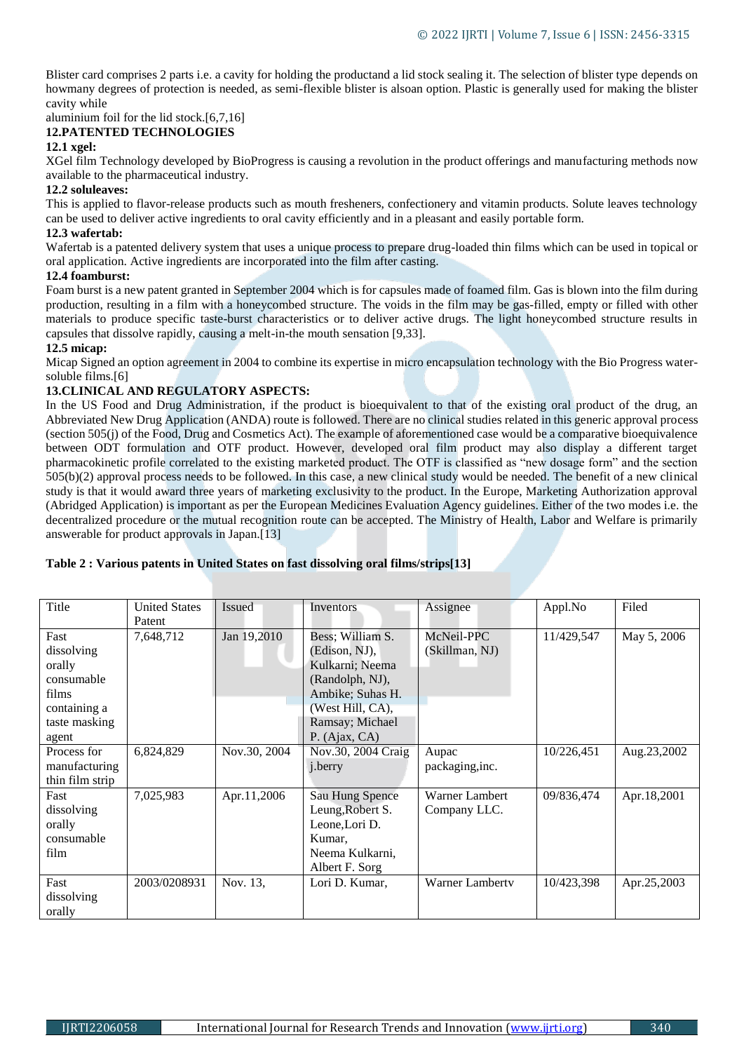Blister card comprises 2 parts i.e. a cavity for holding the productand a lid stock sealing it. The selection of blister type depends on howmany degrees of protection is needed, as semi-flexible blister is alsoan option. Plastic is generally used for making the blister cavity while
aluminium foil for the lid stock.[6,7,16]

## 12.PATENTED TECHNOLOGIES

### 12.1 xgel:

XGel film Technology developed by BioProgress is causing a revolution in the product offerings and manufacturing methods now available to the pharmaceutical industry.

### 12.2 soluleaves:

This is applied to flavor-release products such as mouth fresheners, confectionery and vitamin products. Solute leaves technology can be used to deliver active ingredients to oral cavity efficiently and in a pleasant and easily portable form.

### 12.3 wafertab:

Wafertab is a patented delivery system that uses a unique process to prepare drug-loaded thin films which can be used in topical or oral application. Active ingredients are incorporated into the film after casting.

### 12.4 foamburst:

Foam burst is a new patent granted in September 2004 which is for capsules made of foamed film. Gas is blown into the film during production, resulting in a film with a honeycombed structure. The voids in the film may be gas-filled, empty or filled with other materials to produce specific taste-burst characteristics or to deliver active drugs. The light honeycombed structure results in capsules that dissolve rapidly, causing a melt-in-the mouth sensation [9,33].

### 12.5 micap:

Micap Signed an option agreement in 2004 to combine its expertise in micro encapsulation technology with the Bio Progress water-soluble films.[6]

## 13.CLINICAL AND REGULATORY ASPECTS:

In the US Food and Drug Administration, if the product is bioequivalent to that of the existing oral product of the drug, an Abbreviated New Drug Application (ANDA) route is followed. There are no clinical studies related in this generic approval process (section 505(j) of the Food, Drug and Cosmetics Act). The example of aforementioned case would be a comparative bioequivalence between ODT formulation and OTF product. However, developed oral film product may also display a different target pharmacokinetic profile correlated to the existing marketed product. The OTF is classified as "new dosage form" and the section 505(b)(2) approval process needs to be followed. In this case, a new clinical study would be needed. The benefit of a new clinical study is that it would award three years of marketing exclusivity to the product. In the Europe, Marketing Authorization approval (Abridged Application) is important as per the European Medicines Evaluation Agency guidelines. Either of the two modes i.e. the decentralized procedure or the mutual recognition route can be accepted. The Ministry of Health, Labor and Welfare is primarily answerable for product approvals in Japan.[13]

**Table 2 : Various patents in United States on fast dissolving oral films/strips[13]**

| Title | United States Patent | Issued | Inventors | Assignee | Appl.No | Filed |
|---|---|---|---|---|---|---|
| Fast dissolving orally consumable films containing a taste masking agent | 7,648,712 | Jan 19,2010 | Bess; William S. (Edison, NJ), Kulkarni; Neema (Randolph, NJ), Ambike; Suhas H. (West Hill, CA), Ramsay; Michael P. (Ajax, CA) | McNeil-PPC (Skillman, NJ) | 11/429,547 | May 5, 2006 |
| Process for manufacturing thin film strip | 6,824,829 | Nov.30, 2004 | Nov.30, 2004 Craig j.berry | Aupac packaging,inc. | 10/226,451 | Aug.23,2002 |
| Fast dissolving orally consumable film | 7,025,983 | Apr.11,2006 | Sau Hung Spence Leung,Robert S. Leone,Lori D. Kumar, Neema Kulkarni, Albert F. Sorg | Warner Lambert Company LLC. | 09/836,474 | Apr.18,2001 |
| Fast dissolving orally | 2003/0208931 | Nov. 13, | Lori D. Kumar, | Warner Lambertv | 10/423,398 | Apr.25,2003 |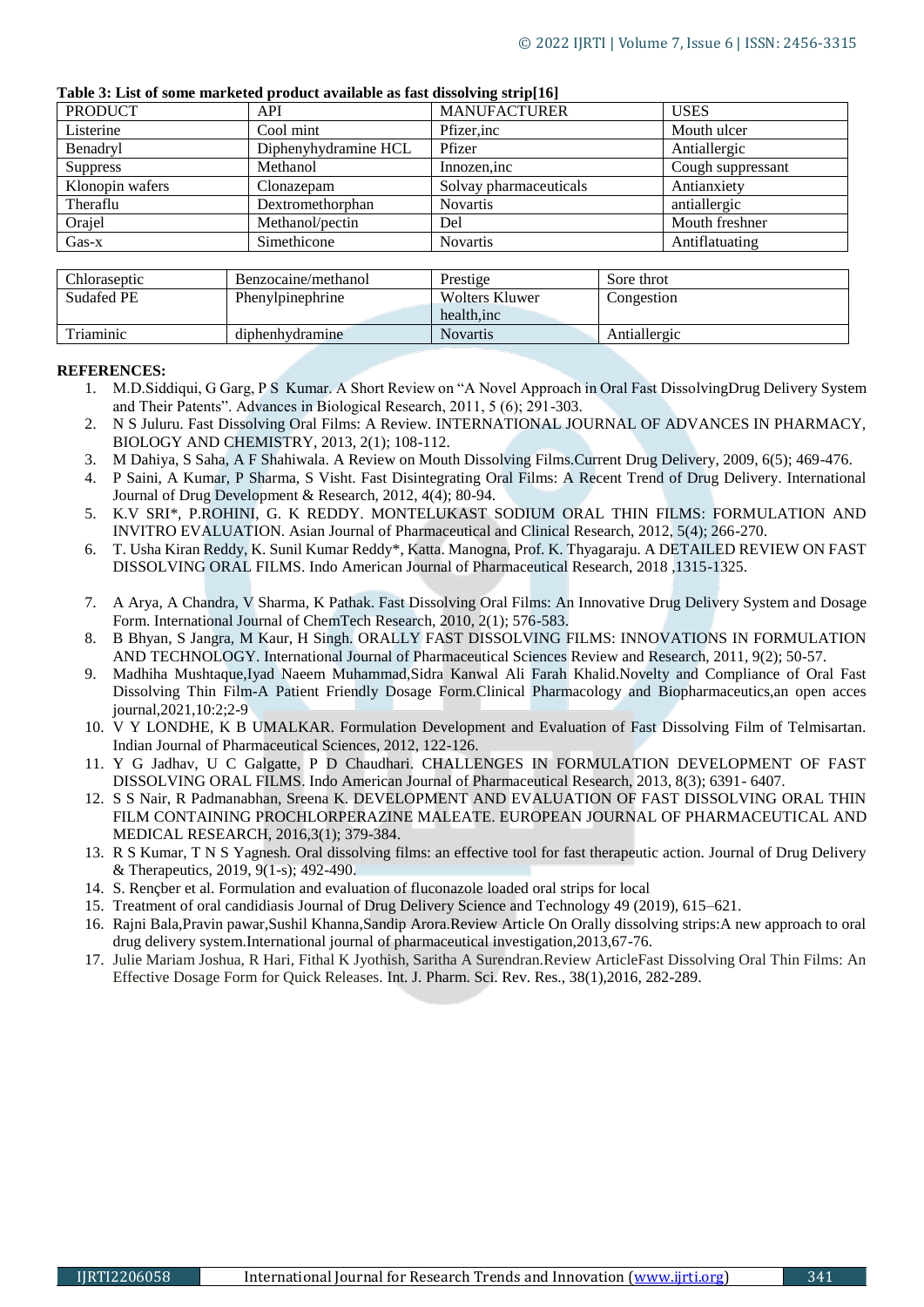**Table 3: List of some marketed product available as fast dissolving strip[16]**

| PRODUCT | API | MANUFACTURER | USES |
|---|---|---|---|
| Listerine | Cool mint | Pfizer,inc | Mouth ulcer |
| Benadryl | Diphenyhydramine HCL | Pfizer | Antiallergic |
| Suppress | Methanol | Innozen,inc | Cough suppressant |
| Klonopin wafers | Clonazepam | Solvay pharmaceuticals | Antianxiety |
| Theraflu | Dextromethorphan | Novartis | antiallergic |
| Orajel | Methanol/pectin | Del | Mouth freshner |
| Gas-x | Simethicone | Novartis | Antiflatuating |
| Chloraseptic | Benzocaine/methanol | Prestige | Sore throt |
| Sudafed PE | Phenylpinephrine | Wolters Kluwer health,inc | Congestion |
| Triaminic | diphenhydramine | Novartis | Antiallergic |

**REFERENCES:**

1. M.D.Siddiqui, G Garg, P S Kumar. A Short Review on "A Novel Approach in Oral Fast DissolvingDrug Delivery System and Their Patents". Advances in Biological Research, 2011, 5 (6); 291-303.
2. N S Juluru. Fast Dissolving Oral Films: A Review. INTERNATIONAL JOURNAL OF ADVANCES IN PHARMACY, BIOLOGY AND CHEMISTRY, 2013, 2(1); 108-112.
3. M Dahiya, S Saha, A F Shahiwala. A Review on Mouth Dissolving Films.Current Drug Delivery, 2009, 6(5); 469-476.
4. P Saini, A Kumar, P Sharma, S Visht. Fast Disintegrating Oral Films: A Recent Trend of Drug Delivery. International Journal of Drug Development & Research, 2012, 4(4); 80-94.
5. K.V SRI*, P.ROHINI, G. K REDDY. MONTELUKAST SODIUM ORAL THIN FILMS: FORMULATION AND INVITRO EVALUATION. Asian Journal of Pharmaceutical and Clinical Research, 2012, 5(4); 266-270.
6. T. Usha Kiran Reddy, K. Sunil Kumar Reddy*, Katta. Manogna, Prof. K. Thyagaraju. A DETAILED REVIEW ON FAST DISSOLVING ORAL FILMS. Indo American Journal of Pharmaceutical Research, 2018 ,1315-1325.
7. A Arya, A Chandra, V Sharma, K Pathak. Fast Dissolving Oral Films: An Innovative Drug Delivery System and Dosage Form. International Journal of ChemTech Research, 2010, 2(1); 576-583.
8. B Bhyan, S Jangra, M Kaur, H Singh. ORALLY FAST DISSOLVING FILMS: INNOVATIONS IN FORMULATION AND TECHNOLOGY. International Journal of Pharmaceutical Sciences Review and Research, 2011, 9(2); 50-57.
9. Madhiha Mushtaque,Iyad Naeem Muhammad,Sidra Kanwal Ali Farah Khalid.Novelty and Compliance of Oral Fast Dissolving Thin Film-A Patient Friendly Dosage Form.Clinical Pharmacology and Biopharmaceutics,an open acces journal,2021,10:2;2-9
10. V Y LONDHE, K B UMALKAR. Formulation Development and Evaluation of Fast Dissolving Film of Telmisartan. Indian Journal of Pharmaceutical Sciences, 2012, 122-126.
11. Y G Jadhav, U C Galgatte, P D Chaudhari. CHALLENGES IN FORMULATION DEVELOPMENT OF FAST DISSOLVING ORAL FILMS. Indo American Journal of Pharmaceutical Research, 2013, 8(3); 6391- 6407.
12. S S Nair, R Padmanabhan, Sreena K. DEVELOPMENT AND EVALUATION OF FAST DISSOLVING ORAL THIN FILM CONTAINING PROCHLORPERAZINE MALEATE. EUROPEAN JOURNAL OF PHARMACEUTICAL AND MEDICAL RESEARCH, 2016,3(1); 379-384.
13. R S Kumar, T N S Yagnesh. Oral dissolving films: an effective tool for fast therapeutic action. Journal of Drug Delivery & Therapeutics, 2019, 9(1-s); 492-490.
14. S. Rençber et al. Formulation and evaluation of fluconazole loaded oral strips for local
15. Treatment of oral candidiasis Journal of Drug Delivery Science and Technology 49 (2019), 615–621.
16. Rajni Bala,Pravin pawar,Sushil Khanna,Sandip Arora.Review Article On Orally dissolving strips:A new approach to oral drug delivery system.International journal of pharmaceutical investigation,2013,67-76.
17. Julie Mariam Joshua, R Hari, Fithal K Jyothish, Saritha A Surendran.Review ArticleFast Dissolving Oral Thin Films: An Effective Dosage Form for Quick Releases. Int. J. Pharm. Sci. Rev. Res., 38(1),2016, 282-289.